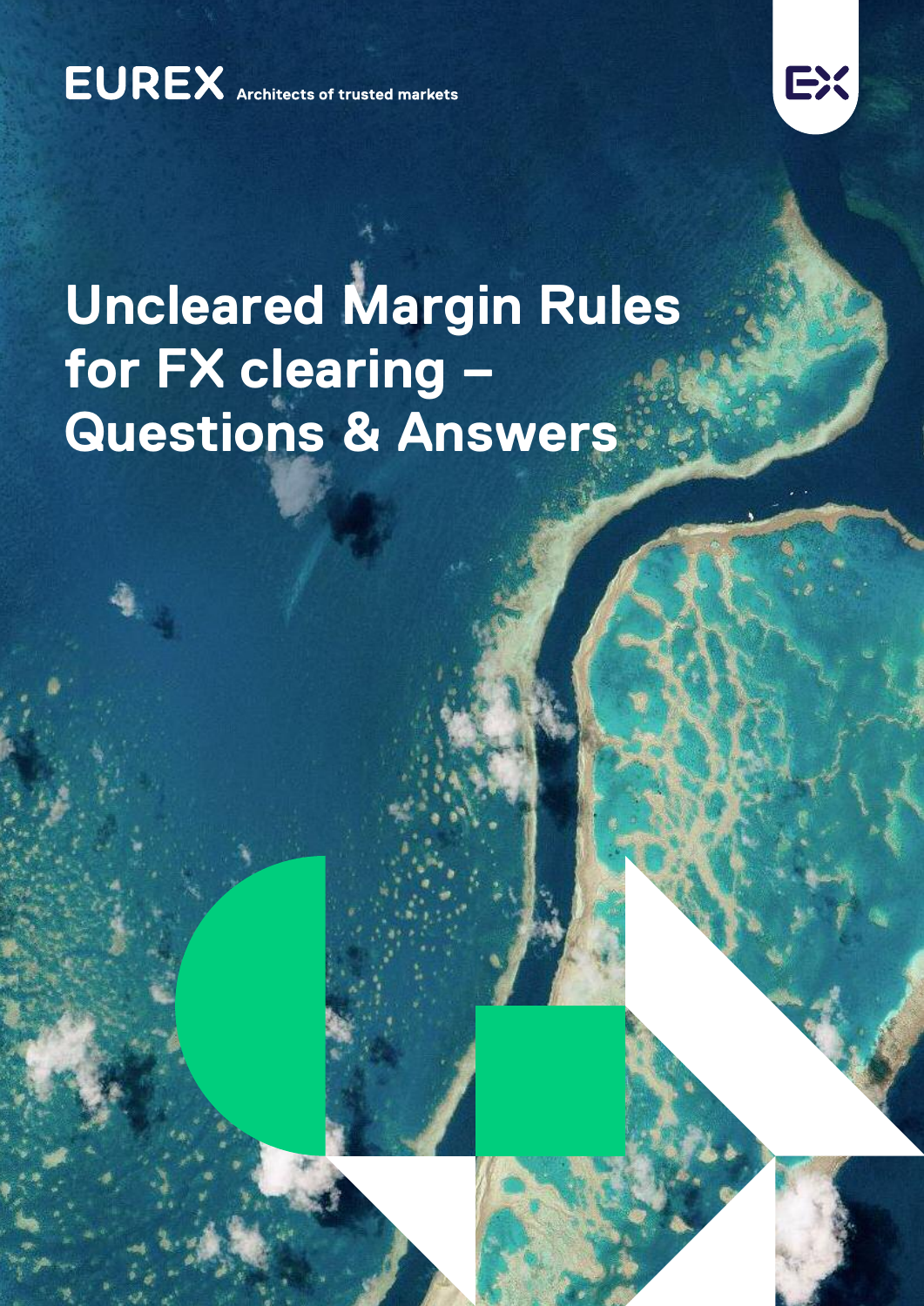EUREX Architects of trusted markets

# Uncleared Margin Rules for FX clearing – Questions & Answers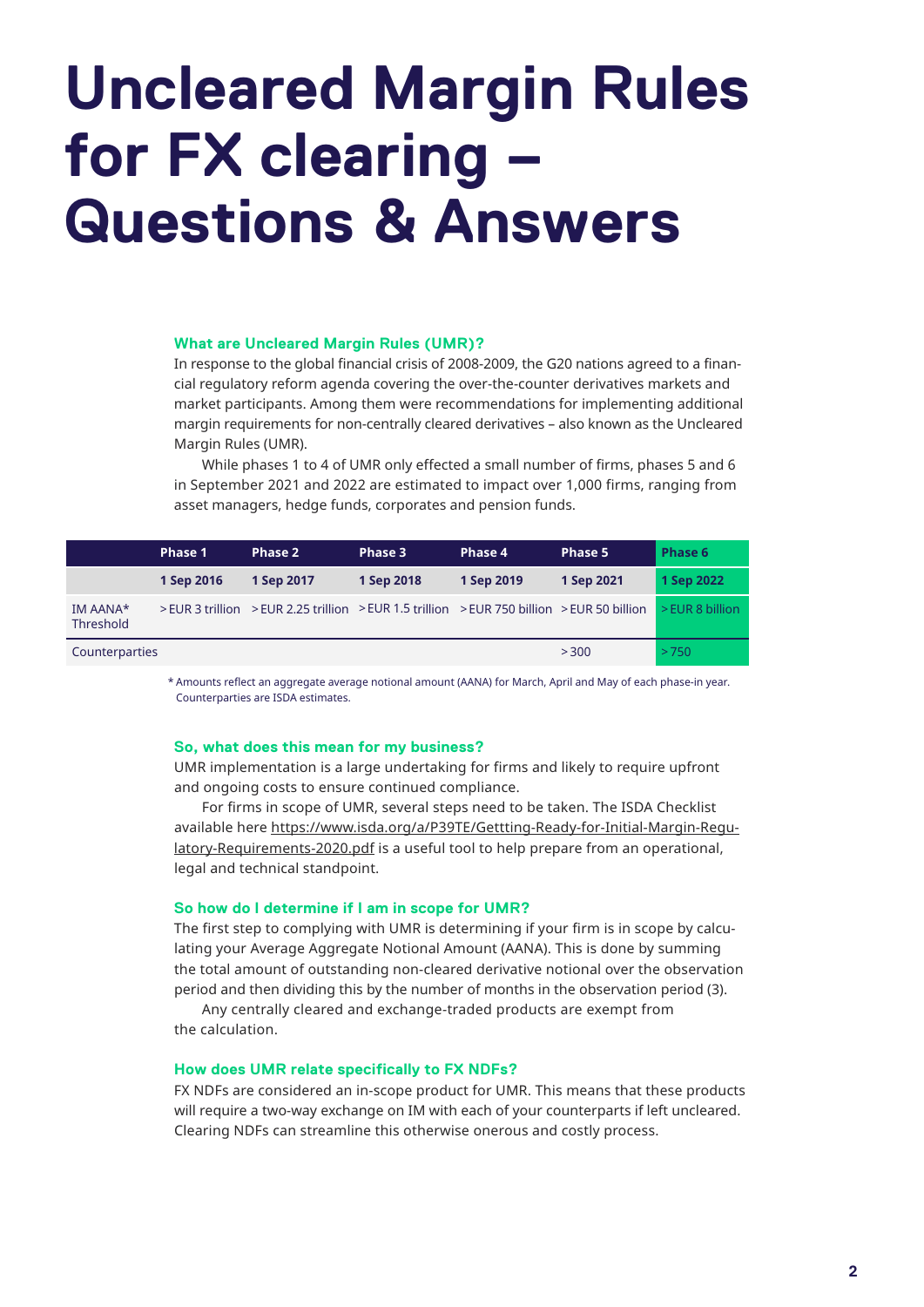# Uncleared Margin Rules for FX clearing – Questions & Answers

### What are Uncleared Margin Rules (UMR)?

In response to the global financial crisis of 2008-2009, the G20 nations agreed to a financial regulatory reform agenda covering the over-the-counter derivatives markets and market participants. Among them were recommendations for implementing additional margin requirements for non-centrally cleared derivatives – also known as the Uncleared Margin Rules (UMR).

While phases 1 to 4 of UMR only effected a small number of firms, phases 5 and 6 in September 2021 and 2022 are estimated to impact over 1,000 firms, ranging from asset managers, hedge funds, corporates and pension funds.

| | Phase 1 | Phase 2 | Phase 3 | Phase 4 | Phase 5 | Phase 6 |
|---|---|---|---|---|---|---|
| | 1 Sep 2016 | 1 Sep 2017 | 1 Sep 2018 | 1 Sep 2019 | 1 Sep 2021 | 1 Sep 2022 |
| IM AANA* Threshold | >EUR 3 trillion | >EUR 2.25 trillion | >EUR 1.5 trillion | >EUR 750 billion | >EUR 50 billion | >EUR 8 billion |
| Counterparties | | | | | >300 | >750 |

\* Amounts reflect an aggregate average notional amount (AANA) for March, April and May of each phase-in year. Counterparties are ISDA estimates.

### So, what does this mean for my business?

UMR implementation is a large undertaking for firms and likely to require upfront and ongoing costs to ensure continued compliance.

For firms in scope of UMR, several steps need to be taken. The ISDA Checklist available here https://www.isda.org/a/P39TE/Gettting-Ready-for-Initial-Margin-Regulatory-Requirements-2020.pdf is a useful tool to help prepare from an operational, legal and technical standpoint.

### So how do I determine if I am in scope for UMR?

The first step to complying with UMR is determining if your firm is in scope by calculating your Average Aggregate Notional Amount (AANA). This is done by summing the total amount of outstanding non-cleared derivative notional over the observation period and then dividing this by the number of months in the observation period (3).

Any centrally cleared and exchange-traded products are exempt from the calculation.

### How does UMR relate specifically to FX NDFs?

FX NDFs are considered an in-scope product for UMR. This means that these products will require a two-way exchange on IM with each of your counterparts if left uncleared. Clearing NDFs can streamline this otherwise onerous and costly process.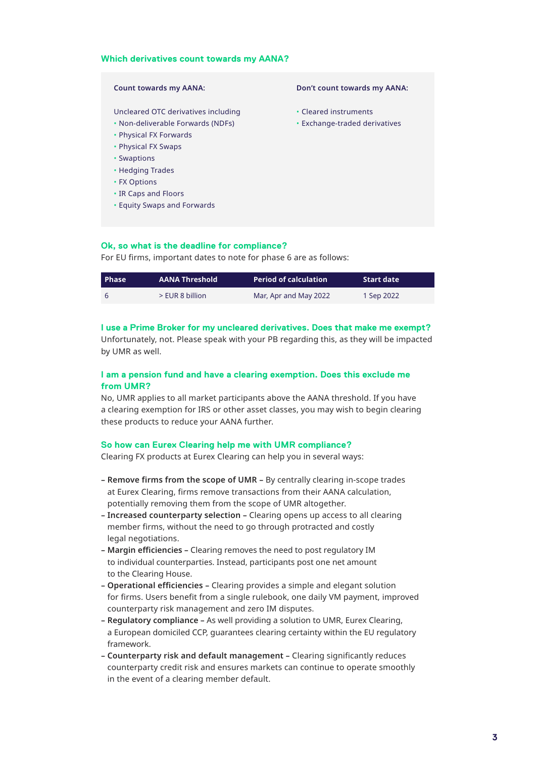## Which derivatives count towards my AANA?

| Count towards my AANA: | Don't count towards my AANA: |
|---|---|
| Uncleared OTC derivatives including<br>• Non-deliverable Forwards (NDFs)<br>• Physical FX Forwards<br>• Physical FX Swaps<br>• Swaptions<br>• Hedging Trades<br>• FX Options<br>• IR Caps and Floors<br>• Equity Swaps and Forwards | • Cleared instruments<br>• Exchange-traded derivatives |

## Ok, so what is the deadline for compliance?

For EU firms, important dates to note for phase 6 are as follows:

| Phase | AANA Threshold | Period of calculation | Start date |
|---|---|---|---|
| 6 | > EUR 8 billion | Mar, Apr and May 2022 | 1 Sep 2022 |

## I use a Prime Broker for my uncleared derivatives. Does that make me exempt?

Unfortunately, not. Please speak with your PB regarding this, as they will be impacted by UMR as well.

## I am a pension fund and have a clearing exemption. Does this exclude me from UMR?

No, UMR applies to all market participants above the AANA threshold. If you have a clearing exemption for IRS or other asset classes, you may wish to begin clearing these products to reduce your AANA further.

## So how can Eurex Clearing help me with UMR compliance?

Clearing FX products at Eurex Clearing can help you in several ways:

- **Remove firms from the scope of UMR –** By centrally clearing in-scope trades at Eurex Clearing, firms remove transactions from their AANA calculation, potentially removing them from the scope of UMR altogether.
- **Increased counterparty selection –** Clearing opens up access to all clearing member firms, without the need to go through protracted and costly legal negotiations.
- **Margin efficiencies –** Clearing removes the need to post regulatory IM to individual counterparties. Instead, participants post one net amount to the Clearing House.
- **Operational efficiencies –** Clearing provides a simple and elegant solution for firms. Users benefit from a single rulebook, one daily VM payment, improved counterparty risk management and zero IM disputes.
- **Regulatory compliance –** As well providing a solution to UMR, Eurex Clearing, a European domiciled CCP, guarantees clearing certainty within the EU regulatory framework.
- **Counterparty risk and default management –** Clearing significantly reduces counterparty credit risk and ensures markets can continue to operate smoothly in the event of a clearing member default.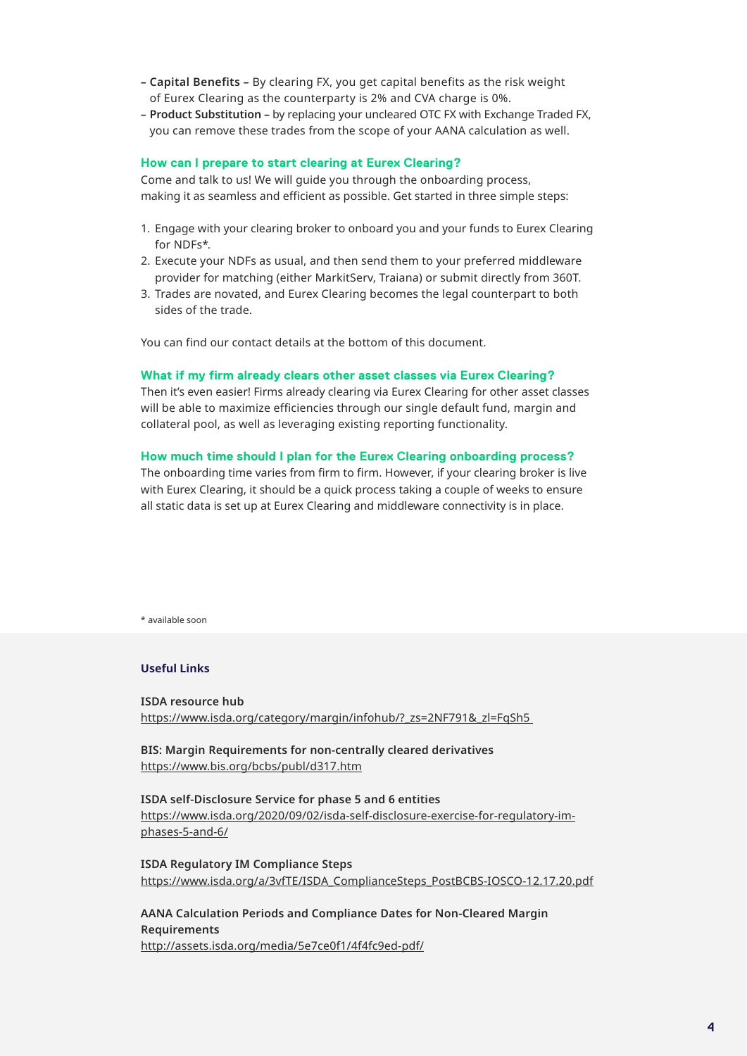- **Capital Benefits –** By clearing FX, you get capital benefits as the risk weight of Eurex Clearing as the counterparty is 2% and CVA charge is 0%.
- **Product Substitution –** by replacing your uncleared OTC FX with Exchange Traded FX, you can remove these trades from the scope of your AANA calculation as well.

### How can I prepare to start clearing at Eurex Clearing?

Come and talk to us! We will guide you through the onboarding process, making it as seamless and efficient as possible. Get started in three simple steps:

1. Engage with your clearing broker to onboard you and your funds to Eurex Clearing for NDFs*.
2. Execute your NDFs as usual, and then send them to your preferred middleware provider for matching (either MarkitServ, Traiana) or submit directly from 360T.
3. Trades are novated, and Eurex Clearing becomes the legal counterpart to both sides of the trade.

You can find our contact details at the bottom of this document.

### What if my firm already clears other asset classes via Eurex Clearing?

Then it's even easier! Firms already clearing via Eurex Clearing for other asset classes will be able to maximize efficiencies through our single default fund, margin and collateral pool, as well as leveraging existing reporting functionality.

### How much time should I plan for the Eurex Clearing onboarding process?

The onboarding time varies from firm to firm. However, if your clearing broker is live with Eurex Clearing, it should be a quick process taking a couple of weeks to ensure all static data is set up at Eurex Clearing and middleware connectivity is in place.

* available soon

### Useful Links

**ISDA resource hub**
https://www.isda.org/category/margin/infohub/?_zs=2NF791&_zl=FqSh5

**BIS: Margin Requirements for non-centrally cleared derivatives**
https://www.bis.org/bcbs/publ/d317.htm

**ISDA self-Disclosure Service for phase 5 and 6 entities**
https://www.isda.org/2020/09/02/isda-self-disclosure-exercise-for-regulatory-im-phases-5-and-6/

**ISDA Regulatory IM Compliance Steps**
https://www.isda.org/a/3vfTE/ISDA_ComplianceSteps_PostBCBS-IOSCO-12.17.20.pdf

**AANA Calculation Periods and Compliance Dates for Non-Cleared Margin Requirements**
http://assets.isda.org/media/5e7ce0f1/4f4fc9ed-pdf/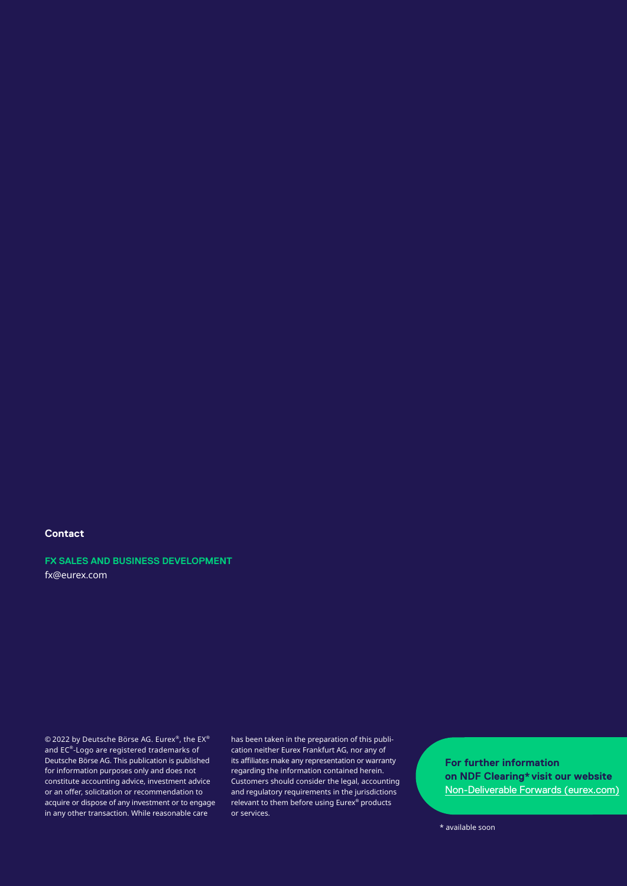**Contact**

**FX SALES AND BUSINESS DEVELOPMENT**
fx@eurex.com

© 2022 by Deutsche Börse AG. Eurex®, the EX® and EC®-Logo are registered trademarks of Deutsche Börse AG. This publication is published for information purposes only and does not constitute accounting advice, investment advice or an offer, solicitation or recommendation to acquire or dispose of any investment or to engage in any other transaction. While reasonable care has been taken in the preparation of this publication neither Eurex Frankfurt AG, nor any of its affiliates make any representation or warranty regarding the information contained herein. Customers should consider the legal, accounting and regulatory requirements in the jurisdictions relevant to them before using Eurex® products or services.

**For further information on NDF Clearing* visit our website**
Non-Deliverable Forwards (eurex.com)

* available soon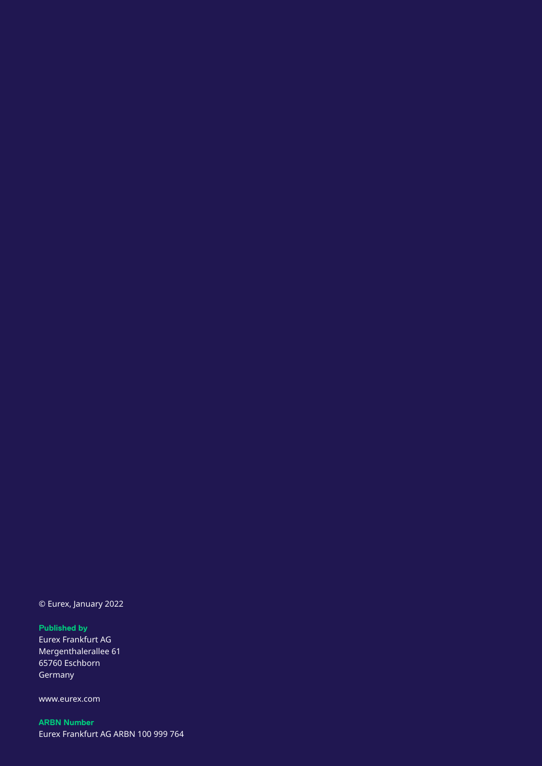© Eurex, January 2022

**Published by**
Eurex Frankfurt AG
Mergenthalerallee 61
65760 Eschborn
Germany

www.eurex.com

**ARBN Number**
Eurex Frankfurt AG ARBN 100 999 764